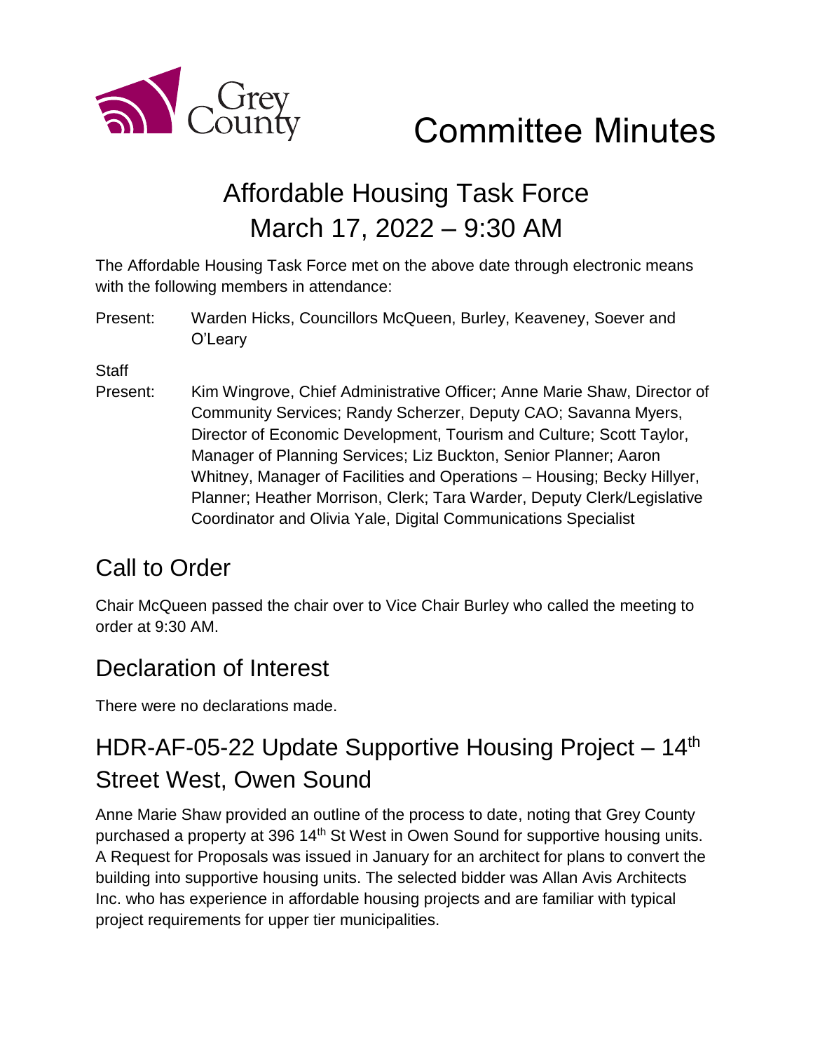# Committee Minutes

## Affordable Housing Task Force
## March 17, 2022 – 9:30 AM

The Affordable Housing Task Force met on the above date through electronic means with the following members in attendance:

Present: Warden Hicks, Councillors McQueen, Burley, Keaveney, Soever and O'Leary

Staff Present: Kim Wingrove, Chief Administrative Officer; Anne Marie Shaw, Director of Community Services; Randy Scherzer, Deputy CAO; Savanna Myers, Director of Economic Development, Tourism and Culture; Scott Taylor, Manager of Planning Services; Liz Buckton, Senior Planner; Aaron Whitney, Manager of Facilities and Operations – Housing; Becky Hillyer, Planner; Heather Morrison, Clerk; Tara Warder, Deputy Clerk/Legislative Coordinator and Olivia Yale, Digital Communications Specialist

## Call to Order

Chair McQueen passed the chair over to Vice Chair Burley who called the meeting to order at 9:30 AM.

## Declaration of Interest

There were no declarations made.

## HDR-AF-05-22 Update Supportive Housing Project – 14th Street West, Owen Sound

Anne Marie Shaw provided an outline of the process to date, noting that Grey County purchased a property at 396 14th St West in Owen Sound for supportive housing units. A Request for Proposals was issued in January for an architect for plans to convert the building into supportive housing units. The selected bidder was Allan Avis Architects Inc. who has experience in affordable housing projects and are familiar with typical project requirements for upper tier municipalities.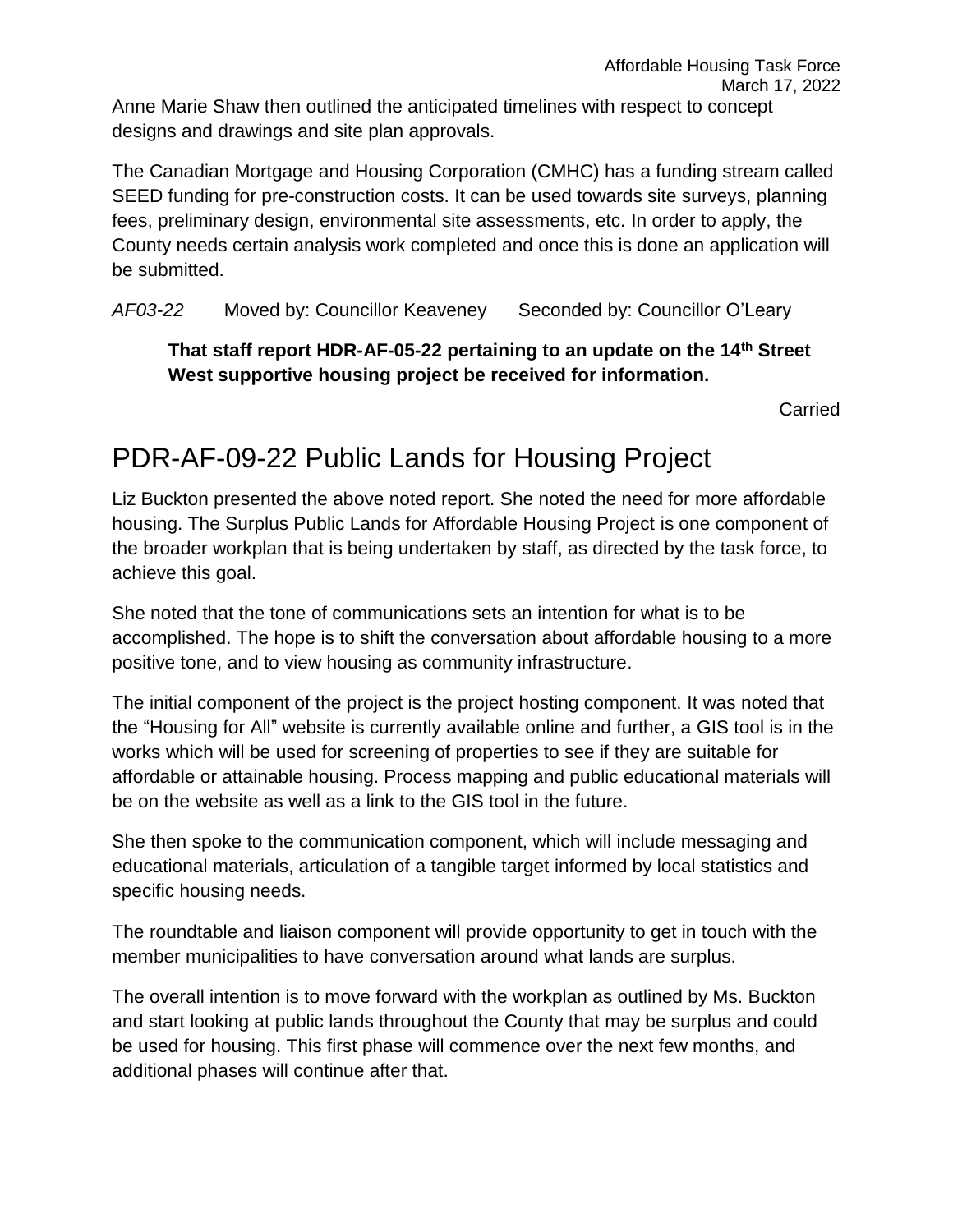Anne Marie Shaw then outlined the anticipated timelines with respect to concept designs and drawings and site plan approvals.

The Canadian Mortgage and Housing Corporation (CMHC) has a funding stream called SEED funding for pre-construction costs. It can be used towards site surveys, planning fees, preliminary design, environmental site assessments, etc. In order to apply, the County needs certain analysis work completed and once this is done an application will be submitted.

*AF03-22* Moved by: Councillor Keaveney Seconded by: Councillor O'Leary

**That staff report HDR-AF-05-22 pertaining to an update on the 14th Street West supportive housing project be received for information.**

Carried

# PDR-AF-09-22 Public Lands for Housing Project

Liz Buckton presented the above noted report. She noted the need for more affordable housing. The Surplus Public Lands for Affordable Housing Project is one component of the broader workplan that is being undertaken by staff, as directed by the task force, to achieve this goal.

She noted that the tone of communications sets an intention for what is to be accomplished. The hope is to shift the conversation about affordable housing to a more positive tone, and to view housing as community infrastructure.

The initial component of the project is the project hosting component. It was noted that the "Housing for All" website is currently available online and further, a GIS tool is in the works which will be used for screening of properties to see if they are suitable for affordable or attainable housing. Process mapping and public educational materials will be on the website as well as a link to the GIS tool in the future.

She then spoke to the communication component, which will include messaging and educational materials, articulation of a tangible target informed by local statistics and specific housing needs.

The roundtable and liaison component will provide opportunity to get in touch with the member municipalities to have conversation around what lands are surplus.

The overall intention is to move forward with the workplan as outlined by Ms. Buckton and start looking at public lands throughout the County that may be surplus and could be used for housing. This first phase will commence over the next few months, and additional phases will continue after that.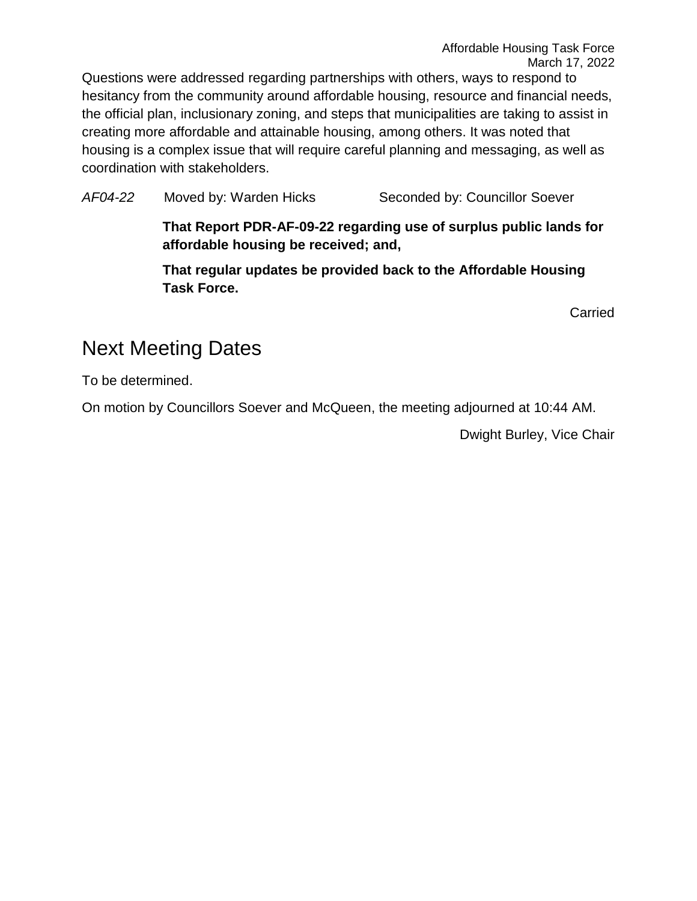Questions were addressed regarding partnerships with others, ways to respond to hesitancy from the community around affordable housing, resource and financial needs, the official plan, inclusionary zoning, and steps that municipalities are taking to assist in creating more affordable and attainable housing, among others. It was noted that housing is a complex issue that will require careful planning and messaging, as well as coordination with stakeholders.

*AF04-22* Moved by: Warden Hicks Seconded by: Councillor Soever

**That Report PDR-AF-09-22 regarding use of surplus public lands for affordable housing be received; and,**

**That regular updates be provided back to the Affordable Housing Task Force.**

Carried

## Next Meeting Dates

To be determined.

On motion by Councillors Soever and McQueen, the meeting adjourned at 10:44 AM.

Dwight Burley, Vice Chair